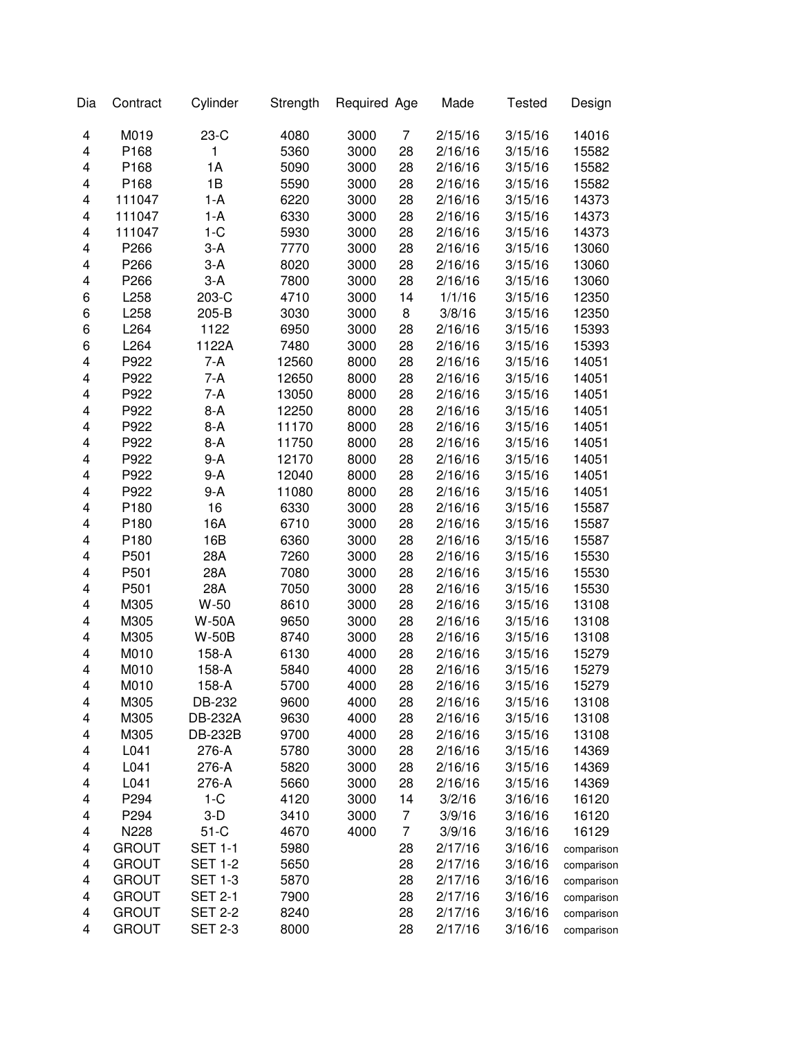| Dia | Contract | Cylinder | Strength | Required | Age | Made | Tested | Design |
|---|---|---|---|---|---|---|---|---|
| 4 | M019 | 23-C | 4080 | 3000 | 7 | 2/15/16 | 3/15/16 | 14016 |
| 4 | P168 | 1 | 5360 | 3000 | 28 | 2/16/16 | 3/15/16 | 15582 |
| 4 | P168 | 1A | 5090 | 3000 | 28 | 2/16/16 | 3/15/16 | 15582 |
| 4 | P168 | 1B | 5590 | 3000 | 28 | 2/16/16 | 3/15/16 | 15582 |
| 4 | 111047 | 1-A | 6220 | 3000 | 28 | 2/16/16 | 3/15/16 | 14373 |
| 4 | 111047 | 1-A | 6330 | 3000 | 28 | 2/16/16 | 3/15/16 | 14373 |
| 4 | 111047 | 1-C | 5930 | 3000 | 28 | 2/16/16 | 3/15/16 | 14373 |
| 4 | P266 | 3-A | 7770 | 3000 | 28 | 2/16/16 | 3/15/16 | 13060 |
| 4 | P266 | 3-A | 8020 | 3000 | 28 | 2/16/16 | 3/15/16 | 13060 |
| 4 | P266 | 3-A | 7800 | 3000 | 28 | 2/16/16 | 3/15/16 | 13060 |
| 6 | L258 | 203-C | 4710 | 3000 | 14 | 1/1/16 | 3/15/16 | 12350 |
| 6 | L258 | 205-B | 3030 | 3000 | 8 | 3/8/16 | 3/15/16 | 12350 |
| 6 | L264 | 1122 | 6950 | 3000 | 28 | 2/16/16 | 3/15/16 | 15393 |
| 6 | L264 | 1122A | 7480 | 3000 | 28 | 2/16/16 | 3/15/16 | 15393 |
| 4 | P922 | 7-A | 12560 | 8000 | 28 | 2/16/16 | 3/15/16 | 14051 |
| 4 | P922 | 7-A | 12650 | 8000 | 28 | 2/16/16 | 3/15/16 | 14051 |
| 4 | P922 | 7-A | 13050 | 8000 | 28 | 2/16/16 | 3/15/16 | 14051 |
| 4 | P922 | 8-A | 12250 | 8000 | 28 | 2/16/16 | 3/15/16 | 14051 |
| 4 | P922 | 8-A | 11170 | 8000 | 28 | 2/16/16 | 3/15/16 | 14051 |
| 4 | P922 | 8-A | 11750 | 8000 | 28 | 2/16/16 | 3/15/16 | 14051 |
| 4 | P922 | 9-A | 12170 | 8000 | 28 | 2/16/16 | 3/15/16 | 14051 |
| 4 | P922 | 9-A | 12040 | 8000 | 28 | 2/16/16 | 3/15/16 | 14051 |
| 4 | P922 | 9-A | 11080 | 8000 | 28 | 2/16/16 | 3/15/16 | 14051 |
| 4 | P180 | 16 | 6330 | 3000 | 28 | 2/16/16 | 3/15/16 | 15587 |
| 4 | P180 | 16A | 6710 | 3000 | 28 | 2/16/16 | 3/15/16 | 15587 |
| 4 | P180 | 16B | 6360 | 3000 | 28 | 2/16/16 | 3/15/16 | 15587 |
| 4 | P501 | 28A | 7260 | 3000 | 28 | 2/16/16 | 3/15/16 | 15530 |
| 4 | P501 | 28A | 7080 | 3000 | 28 | 2/16/16 | 3/15/16 | 15530 |
| 4 | P501 | 28A | 7050 | 3000 | 28 | 2/16/16 | 3/15/16 | 15530 |
| 4 | M305 | W-50 | 8610 | 3000 | 28 | 2/16/16 | 3/15/16 | 13108 |
| 4 | M305 | W-50A | 9650 | 3000 | 28 | 2/16/16 | 3/15/16 | 13108 |
| 4 | M305 | W-50B | 8740 | 3000 | 28 | 2/16/16 | 3/15/16 | 13108 |
| 4 | M010 | 158-A | 6130 | 4000 | 28 | 2/16/16 | 3/15/16 | 15279 |
| 4 | M010 | 158-A | 5840 | 4000 | 28 | 2/16/16 | 3/15/16 | 15279 |
| 4 | M010 | 158-A | 5700 | 4000 | 28 | 2/16/16 | 3/15/16 | 15279 |
| 4 | M305 | DB-232 | 9600 | 4000 | 28 | 2/16/16 | 3/15/16 | 13108 |
| 4 | M305 | DB-232A | 9630 | 4000 | 28 | 2/16/16 | 3/15/16 | 13108 |
| 4 | M305 | DB-232B | 9700 | 4000 | 28 | 2/16/16 | 3/15/16 | 13108 |
| 4 | L041 | 276-A | 5780 | 3000 | 28 | 2/16/16 | 3/15/16 | 14369 |
| 4 | L041 | 276-A | 5820 | 3000 | 28 | 2/16/16 | 3/15/16 | 14369 |
| 4 | L041 | 276-A | 5660 | 3000 | 28 | 2/16/16 | 3/15/16 | 14369 |
| 4 | P294 | 1-C | 4120 | 3000 | 14 | 3/2/16 | 3/16/16 | 16120 |
| 4 | P294 | 3-D | 3410 | 3000 | 7 | 3/9/16 | 3/16/16 | 16120 |
| 4 | N228 | 51-C | 4670 | 4000 | 7 | 3/9/16 | 3/16/16 | 16129 |
| 4 | GROUT | SET 1-1 | 5980 | | 28 | 2/17/16 | 3/16/16 | comparison |
| 4 | GROUT | SET 1-2 | 5650 | | 28 | 2/17/16 | 3/16/16 | comparison |
| 4 | GROUT | SET 1-3 | 5870 | | 28 | 2/17/16 | 3/16/16 | comparison |
| 4 | GROUT | SET 2-1 | 7900 | | 28 | 2/17/16 | 3/16/16 | comparison |
| 4 | GROUT | SET 2-2 | 8240 | | 28 | 2/17/16 | 3/16/16 | comparison |
| 4 | GROUT | SET 2-3 | 8000 | | 28 | 2/17/16 | 3/16/16 | comparison |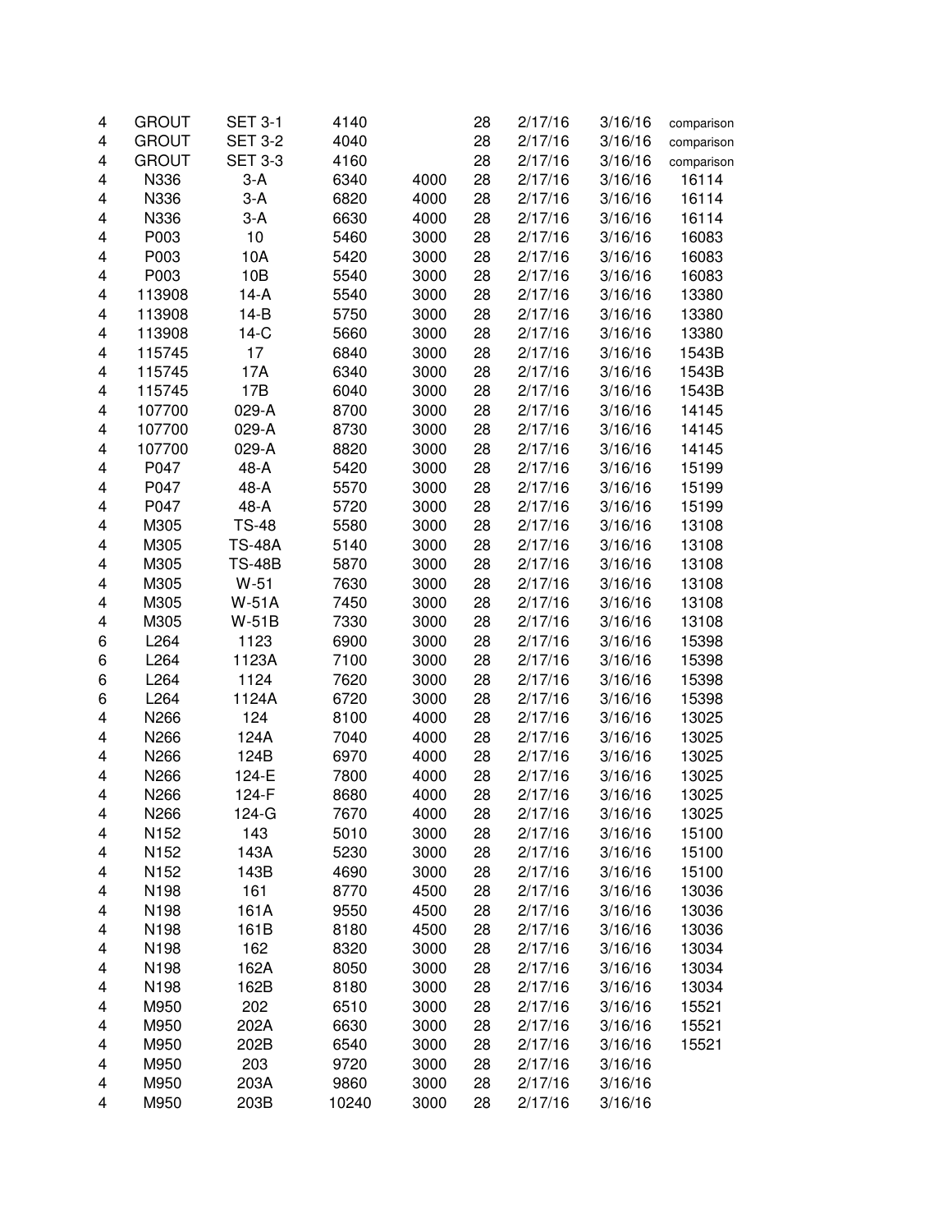| | | | | | | | | |
|---|---|---|---|---|---|---|---|---|
| 4 | GROUT | SET 3-1 | 4140 | | 28 | 2/17/16 | 3/16/16 | comparison |
| 4 | GROUT | SET 3-2 | 4040 | | 28 | 2/17/16 | 3/16/16 | comparison |
| 4 | GROUT | SET 3-3 | 4160 | | 28 | 2/17/16 | 3/16/16 | comparison |
| 4 | N336 | 3-A | 6340 | 4000 | 28 | 2/17/16 | 3/16/16 | 16114 |
| 4 | N336 | 3-A | 6820 | 4000 | 28 | 2/17/16 | 3/16/16 | 16114 |
| 4 | N336 | 3-A | 6630 | 4000 | 28 | 2/17/16 | 3/16/16 | 16114 |
| 4 | P003 | 10 | 5460 | 3000 | 28 | 2/17/16 | 3/16/16 | 16083 |
| 4 | P003 | 10A | 5420 | 3000 | 28 | 2/17/16 | 3/16/16 | 16083 |
| 4 | P003 | 10B | 5540 | 3000 | 28 | 2/17/16 | 3/16/16 | 16083 |
| 4 | 113908 | 14-A | 5540 | 3000 | 28 | 2/17/16 | 3/16/16 | 13380 |
| 4 | 113908 | 14-B | 5750 | 3000 | 28 | 2/17/16 | 3/16/16 | 13380 |
| 4 | 113908 | 14-C | 5660 | 3000 | 28 | 2/17/16 | 3/16/16 | 13380 |
| 4 | 115745 | 17 | 6840 | 3000 | 28 | 2/17/16 | 3/16/16 | 1543B |
| 4 | 115745 | 17A | 6340 | 3000 | 28 | 2/17/16 | 3/16/16 | 1543B |
| 4 | 115745 | 17B | 6040 | 3000 | 28 | 2/17/16 | 3/16/16 | 1543B |
| 4 | 107700 | 029-A | 8700 | 3000 | 28 | 2/17/16 | 3/16/16 | 14145 |
| 4 | 107700 | 029-A | 8730 | 3000 | 28 | 2/17/16 | 3/16/16 | 14145 |
| 4 | 107700 | 029-A | 8820 | 3000 | 28 | 2/17/16 | 3/16/16 | 14145 |
| 4 | P047 | 48-A | 5420 | 3000 | 28 | 2/17/16 | 3/16/16 | 15199 |
| 4 | P047 | 48-A | 5570 | 3000 | 28 | 2/17/16 | 3/16/16 | 15199 |
| 4 | P047 | 48-A | 5720 | 3000 | 28 | 2/17/16 | 3/16/16 | 15199 |
| 4 | M305 | TS-48 | 5580 | 3000 | 28 | 2/17/16 | 3/16/16 | 13108 |
| 4 | M305 | TS-48A | 5140 | 3000 | 28 | 2/17/16 | 3/16/16 | 13108 |
| 4 | M305 | TS-48B | 5870 | 3000 | 28 | 2/17/16 | 3/16/16 | 13108 |
| 4 | M305 | W-51 | 7630 | 3000 | 28 | 2/17/16 | 3/16/16 | 13108 |
| 4 | M305 | W-51A | 7450 | 3000 | 28 | 2/17/16 | 3/16/16 | 13108 |
| 4 | M305 | W-51B | 7330 | 3000 | 28 | 2/17/16 | 3/16/16 | 13108 |
| 6 | L264 | 1123 | 6900 | 3000 | 28 | 2/17/16 | 3/16/16 | 15398 |
| 6 | L264 | 1123A | 7100 | 3000 | 28 | 2/17/16 | 3/16/16 | 15398 |
| 6 | L264 | 1124 | 7620 | 3000 | 28 | 2/17/16 | 3/16/16 | 15398 |
| 6 | L264 | 1124A | 6720 | 3000 | 28 | 2/17/16 | 3/16/16 | 15398 |
| 4 | N266 | 124 | 8100 | 4000 | 28 | 2/17/16 | 3/16/16 | 13025 |
| 4 | N266 | 124A | 7040 | 4000 | 28 | 2/17/16 | 3/16/16 | 13025 |
| 4 | N266 | 124B | 6970 | 4000 | 28 | 2/17/16 | 3/16/16 | 13025 |
| 4 | N266 | 124-E | 7800 | 4000 | 28 | 2/17/16 | 3/16/16 | 13025 |
| 4 | N266 | 124-F | 8680 | 4000 | 28 | 2/17/16 | 3/16/16 | 13025 |
| 4 | N266 | 124-G | 7670 | 4000 | 28 | 2/17/16 | 3/16/16 | 13025 |
| 4 | N152 | 143 | 5010 | 3000 | 28 | 2/17/16 | 3/16/16 | 15100 |
| 4 | N152 | 143A | 5230 | 3000 | 28 | 2/17/16 | 3/16/16 | 15100 |
| 4 | N152 | 143B | 4690 | 3000 | 28 | 2/17/16 | 3/16/16 | 15100 |
| 4 | N198 | 161 | 8770 | 4500 | 28 | 2/17/16 | 3/16/16 | 13036 |
| 4 | N198 | 161A | 9550 | 4500 | 28 | 2/17/16 | 3/16/16 | 13036 |
| 4 | N198 | 161B | 8180 | 4500 | 28 | 2/17/16 | 3/16/16 | 13036 |
| 4 | N198 | 162 | 8320 | 3000 | 28 | 2/17/16 | 3/16/16 | 13034 |
| 4 | N198 | 162A | 8050 | 3000 | 28 | 2/17/16 | 3/16/16 | 13034 |
| 4 | N198 | 162B | 8180 | 3000 | 28 | 2/17/16 | 3/16/16 | 13034 |
| 4 | M950 | 202 | 6510 | 3000 | 28 | 2/17/16 | 3/16/16 | 15521 |
| 4 | M950 | 202A | 6630 | 3000 | 28 | 2/17/16 | 3/16/16 | 15521 |
| 4 | M950 | 202B | 6540 | 3000 | 28 | 2/17/16 | 3/16/16 | 15521 |
| 4 | M950 | 203 | 9720 | 3000 | 28 | 2/17/16 | 3/16/16 | |
| 4 | M950 | 203A | 9860 | 3000 | 28 | 2/17/16 | 3/16/16 | |
| 4 | M950 | 203B | 10240 | 3000 | 28 | 2/17/16 | 3/16/16 | |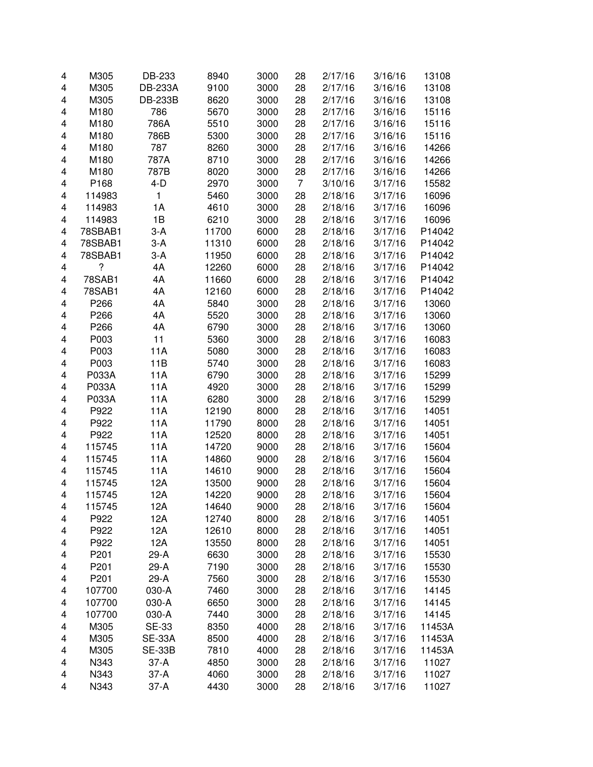| | | | | | | | | |
|---|---|---|---|---|---|---|---|---|
| 4 | M305 | DB-233 | 8940 | 3000 | 28 | 2/17/16 | 3/16/16 | 13108 |
| 4 | M305 | DB-233A | 9100 | 3000 | 28 | 2/17/16 | 3/16/16 | 13108 |
| 4 | M305 | DB-233B | 8620 | 3000 | 28 | 2/17/16 | 3/16/16 | 13108 |
| 4 | M180 | 786 | 5670 | 3000 | 28 | 2/17/16 | 3/16/16 | 15116 |
| 4 | M180 | 786A | 5510 | 3000 | 28 | 2/17/16 | 3/16/16 | 15116 |
| 4 | M180 | 786B | 5300 | 3000 | 28 | 2/17/16 | 3/16/16 | 15116 |
| 4 | M180 | 787 | 8260 | 3000 | 28 | 2/17/16 | 3/16/16 | 14266 |
| 4 | M180 | 787A | 8710 | 3000 | 28 | 2/17/16 | 3/16/16 | 14266 |
| 4 | M180 | 787B | 8020 | 3000 | 28 | 2/17/16 | 3/16/16 | 14266 |
| 4 | P168 | 4-D | 2970 | 3000 | 7 | 3/10/16 | 3/17/16 | 15582 |
| 4 | 114983 | 1 | 5460 | 3000 | 28 | 2/18/16 | 3/17/16 | 16096 |
| 4 | 114983 | 1A | 4610 | 3000 | 28 | 2/18/16 | 3/17/16 | 16096 |
| 4 | 114983 | 1B | 6210 | 3000 | 28 | 2/18/16 | 3/17/16 | 16096 |
| 4 | 78SBAB1 | 3-A | 11700 | 6000 | 28 | 2/18/16 | 3/17/16 | P14042 |
| 4 | 78SBAB1 | 3-A | 11310 | 6000 | 28 | 2/18/16 | 3/17/16 | P14042 |
| 4 | 78SBAB1 | 3-A | 11950 | 6000 | 28 | 2/18/16 | 3/17/16 | P14042 |
| 4 | ? | 4A | 12260 | 6000 | 28 | 2/18/16 | 3/17/16 | P14042 |
| 4 | 78SAB1 | 4A | 11660 | 6000 | 28 | 2/18/16 | 3/17/16 | P14042 |
| 4 | 78SAB1 | 4A | 12160 | 6000 | 28 | 2/18/16 | 3/17/16 | P14042 |
| 4 | P266 | 4A | 5840 | 3000 | 28 | 2/18/16 | 3/17/16 | 13060 |
| 4 | P266 | 4A | 5520 | 3000 | 28 | 2/18/16 | 3/17/16 | 13060 |
| 4 | P266 | 4A | 6790 | 3000 | 28 | 2/18/16 | 3/17/16 | 13060 |
| 4 | P003 | 11 | 5360 | 3000 | 28 | 2/18/16 | 3/17/16 | 16083 |
| 4 | P003 | 11A | 5080 | 3000 | 28 | 2/18/16 | 3/17/16 | 16083 |
| 4 | P003 | 11B | 5740 | 3000 | 28 | 2/18/16 | 3/17/16 | 16083 |
| 4 | P033A | 11A | 6790 | 3000 | 28 | 2/18/16 | 3/17/16 | 15299 |
| 4 | P033A | 11A | 4920 | 3000 | 28 | 2/18/16 | 3/17/16 | 15299 |
| 4 | P033A | 11A | 6280 | 3000 | 28 | 2/18/16 | 3/17/16 | 15299 |
| 4 | P922 | 11A | 12190 | 8000 | 28 | 2/18/16 | 3/17/16 | 14051 |
| 4 | P922 | 11A | 11790 | 8000 | 28 | 2/18/16 | 3/17/16 | 14051 |
| 4 | P922 | 11A | 12520 | 8000 | 28 | 2/18/16 | 3/17/16 | 14051 |
| 4 | 115745 | 11A | 14720 | 9000 | 28 | 2/18/16 | 3/17/16 | 15604 |
| 4 | 115745 | 11A | 14860 | 9000 | 28 | 2/18/16 | 3/17/16 | 15604 |
| 4 | 115745 | 11A | 14610 | 9000 | 28 | 2/18/16 | 3/17/16 | 15604 |
| 4 | 115745 | 12A | 13500 | 9000 | 28 | 2/18/16 | 3/17/16 | 15604 |
| 4 | 115745 | 12A | 14220 | 9000 | 28 | 2/18/16 | 3/17/16 | 15604 |
| 4 | 115745 | 12A | 14640 | 9000 | 28 | 2/18/16 | 3/17/16 | 15604 |
| 4 | P922 | 12A | 12740 | 8000 | 28 | 2/18/16 | 3/17/16 | 14051 |
| 4 | P922 | 12A | 12610 | 8000 | 28 | 2/18/16 | 3/17/16 | 14051 |
| 4 | P922 | 12A | 13550 | 8000 | 28 | 2/18/16 | 3/17/16 | 14051 |
| 4 | P201 | 29-A | 6630 | 3000 | 28 | 2/18/16 | 3/17/16 | 15530 |
| 4 | P201 | 29-A | 7190 | 3000 | 28 | 2/18/16 | 3/17/16 | 15530 |
| 4 | P201 | 29-A | 7560 | 3000 | 28 | 2/18/16 | 3/17/16 | 15530 |
| 4 | 107700 | 030-A | 7460 | 3000 | 28 | 2/18/16 | 3/17/16 | 14145 |
| 4 | 107700 | 030-A | 6650 | 3000 | 28 | 2/18/16 | 3/17/16 | 14145 |
| 4 | 107700 | 030-A | 7440 | 3000 | 28 | 2/18/16 | 3/17/16 | 14145 |
| 4 | M305 | SE-33 | 8350 | 4000 | 28 | 2/18/16 | 3/17/16 | 11453A |
| 4 | M305 | SE-33A | 8500 | 4000 | 28 | 2/18/16 | 3/17/16 | 11453A |
| 4 | M305 | SE-33B | 7810 | 4000 | 28 | 2/18/16 | 3/17/16 | 11453A |
| 4 | N343 | 37-A | 4850 | 3000 | 28 | 2/18/16 | 3/17/16 | 11027 |
| 4 | N343 | 37-A | 4060 | 3000 | 28 | 2/18/16 | 3/17/16 | 11027 |
| 4 | N343 | 37-A | 4430 | 3000 | 28 | 2/18/16 | 3/17/16 | 11027 |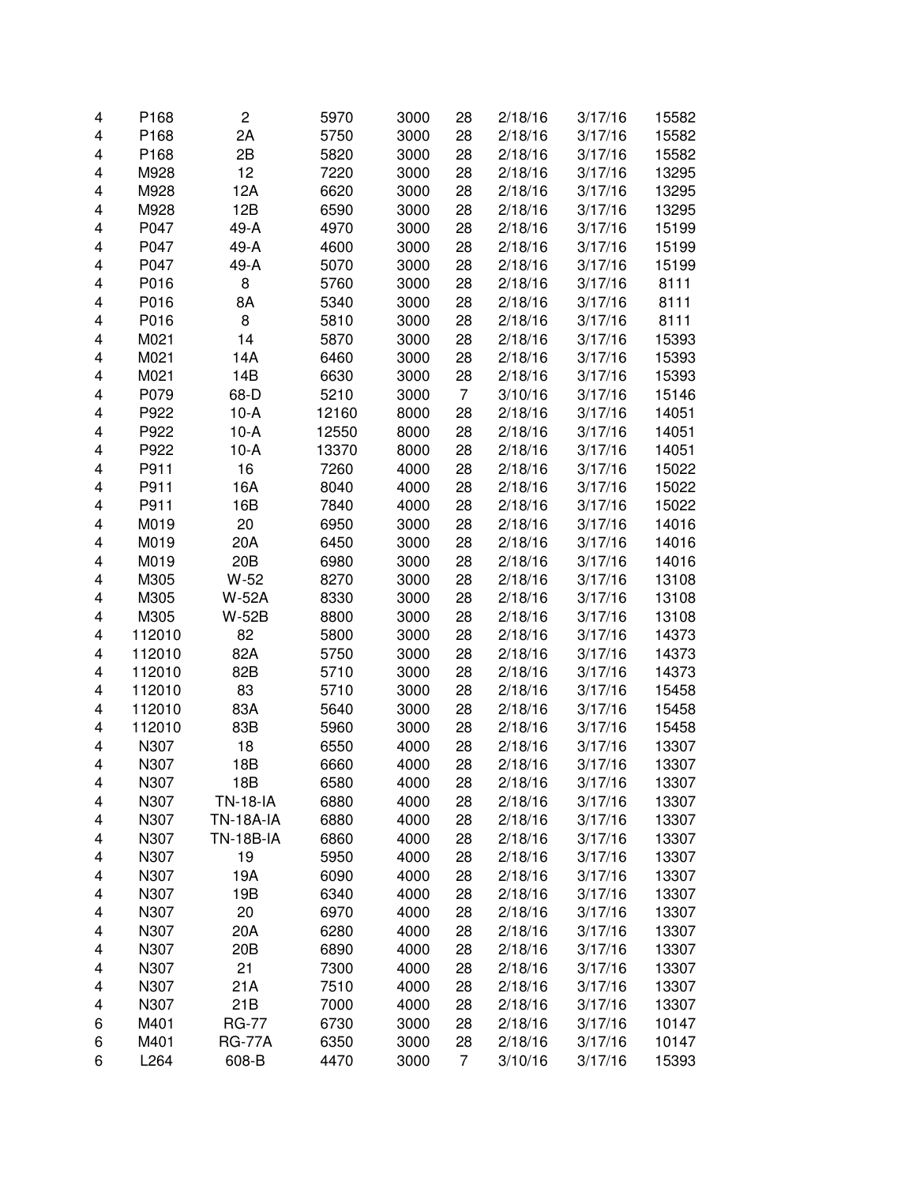| | | | | | | | | |
|---|---|---|---|---|---|---|---|---|
| 4 | P168 | 2 | 5970 | 3000 | 28 | 2/18/16 | 3/17/16 | 15582 |
| 4 | P168 | 2A | 5750 | 3000 | 28 | 2/18/16 | 3/17/16 | 15582 |
| 4 | P168 | 2B | 5820 | 3000 | 28 | 2/18/16 | 3/17/16 | 15582 |
| 4 | M928 | 12 | 7220 | 3000 | 28 | 2/18/16 | 3/17/16 | 13295 |
| 4 | M928 | 12A | 6620 | 3000 | 28 | 2/18/16 | 3/17/16 | 13295 |
| 4 | M928 | 12B | 6590 | 3000 | 28 | 2/18/16 | 3/17/16 | 13295 |
| 4 | P047 | 49-A | 4970 | 3000 | 28 | 2/18/16 | 3/17/16 | 15199 |
| 4 | P047 | 49-A | 4600 | 3000 | 28 | 2/18/16 | 3/17/16 | 15199 |
| 4 | P047 | 49-A | 5070 | 3000 | 28 | 2/18/16 | 3/17/16 | 15199 |
| 4 | P016 | 8 | 5760 | 3000 | 28 | 2/18/16 | 3/17/16 | 8111 |
| 4 | P016 | 8A | 5340 | 3000 | 28 | 2/18/16 | 3/17/16 | 8111 |
| 4 | P016 | 8 | 5810 | 3000 | 28 | 2/18/16 | 3/17/16 | 8111 |
| 4 | M021 | 14 | 5870 | 3000 | 28 | 2/18/16 | 3/17/16 | 15393 |
| 4 | M021 | 14A | 6460 | 3000 | 28 | 2/18/16 | 3/17/16 | 15393 |
| 4 | M021 | 14B | 6630 | 3000 | 28 | 2/18/16 | 3/17/16 | 15393 |
| 4 | P079 | 68-D | 5210 | 3000 | 7 | 3/10/16 | 3/17/16 | 15146 |
| 4 | P922 | 10-A | 12160 | 8000 | 28 | 2/18/16 | 3/17/16 | 14051 |
| 4 | P922 | 10-A | 12550 | 8000 | 28 | 2/18/16 | 3/17/16 | 14051 |
| 4 | P922 | 10-A | 13370 | 8000 | 28 | 2/18/16 | 3/17/16 | 14051 |
| 4 | P911 | 16 | 7260 | 4000 | 28 | 2/18/16 | 3/17/16 | 15022 |
| 4 | P911 | 16A | 8040 | 4000 | 28 | 2/18/16 | 3/17/16 | 15022 |
| 4 | P911 | 16B | 7840 | 4000 | 28 | 2/18/16 | 3/17/16 | 15022 |
| 4 | M019 | 20 | 6950 | 3000 | 28 | 2/18/16 | 3/17/16 | 14016 |
| 4 | M019 | 20A | 6450 | 3000 | 28 | 2/18/16 | 3/17/16 | 14016 |
| 4 | M019 | 20B | 6980 | 3000 | 28 | 2/18/16 | 3/17/16 | 14016 |
| 4 | M305 | W-52 | 8270 | 3000 | 28 | 2/18/16 | 3/17/16 | 13108 |
| 4 | M305 | W-52A | 8330 | 3000 | 28 | 2/18/16 | 3/17/16 | 13108 |
| 4 | M305 | W-52B | 8800 | 3000 | 28 | 2/18/16 | 3/17/16 | 13108 |
| 4 | 112010 | 82 | 5800 | 3000 | 28 | 2/18/16 | 3/17/16 | 14373 |
| 4 | 112010 | 82A | 5750 | 3000 | 28 | 2/18/16 | 3/17/16 | 14373 |
| 4 | 112010 | 82B | 5710 | 3000 | 28 | 2/18/16 | 3/17/16 | 14373 |
| 4 | 112010 | 83 | 5710 | 3000 | 28 | 2/18/16 | 3/17/16 | 15458 |
| 4 | 112010 | 83A | 5640 | 3000 | 28 | 2/18/16 | 3/17/16 | 15458 |
| 4 | 112010 | 83B | 5960 | 3000 | 28 | 2/18/16 | 3/17/16 | 15458 |
| 4 | N307 | 18 | 6550 | 4000 | 28 | 2/18/16 | 3/17/16 | 13307 |
| 4 | N307 | 18B | 6660 | 4000 | 28 | 2/18/16 | 3/17/16 | 13307 |
| 4 | N307 | 18B | 6580 | 4000 | 28 | 2/18/16 | 3/17/16 | 13307 |
| 4 | N307 | TN-18-IA | 6880 | 4000 | 28 | 2/18/16 | 3/17/16 | 13307 |
| 4 | N307 | TN-18A-IA | 6880 | 4000 | 28 | 2/18/16 | 3/17/16 | 13307 |
| 4 | N307 | TN-18B-IA | 6860 | 4000 | 28 | 2/18/16 | 3/17/16 | 13307 |
| 4 | N307 | 19 | 5950 | 4000 | 28 | 2/18/16 | 3/17/16 | 13307 |
| 4 | N307 | 19A | 6090 | 4000 | 28 | 2/18/16 | 3/17/16 | 13307 |
| 4 | N307 | 19B | 6340 | 4000 | 28 | 2/18/16 | 3/17/16 | 13307 |
| 4 | N307 | 20 | 6970 | 4000 | 28 | 2/18/16 | 3/17/16 | 13307 |
| 4 | N307 | 20A | 6280 | 4000 | 28 | 2/18/16 | 3/17/16 | 13307 |
| 4 | N307 | 20B | 6890 | 4000 | 28 | 2/18/16 | 3/17/16 | 13307 |
| 4 | N307 | 21 | 7300 | 4000 | 28 | 2/18/16 | 3/17/16 | 13307 |
| 4 | N307 | 21A | 7510 | 4000 | 28 | 2/18/16 | 3/17/16 | 13307 |
| 4 | N307 | 21B | 7000 | 4000 | 28 | 2/18/16 | 3/17/16 | 13307 |
| 6 | M401 | RG-77 | 6730 | 3000 | 28 | 2/18/16 | 3/17/16 | 10147 |
| 6 | M401 | RG-77A | 6350 | 3000 | 28 | 2/18/16 | 3/17/16 | 10147 |
| 6 | L264 | 608-B | 4470 | 3000 | 7 | 3/10/16 | 3/17/16 | 15393 |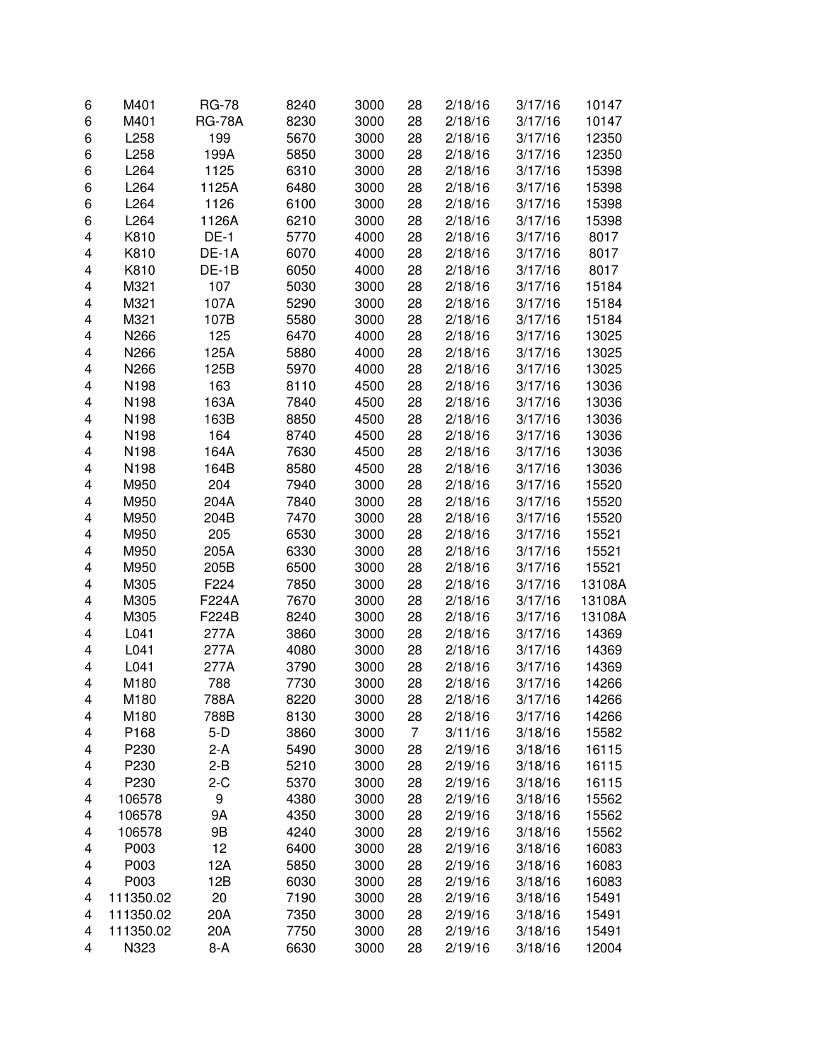| | | | | | | | | |
|---|---|---|---|---|---|---|---|---|
| 6 | M401 | RG-78 | 8240 | 3000 | 28 | 2/18/16 | 3/17/16 | 10147 |
| 6 | M401 | RG-78A | 8230 | 3000 | 28 | 2/18/16 | 3/17/16 | 10147 |
| 6 | L258 | 199 | 5670 | 3000 | 28 | 2/18/16 | 3/17/16 | 12350 |
| 6 | L258 | 199A | 5850 | 3000 | 28 | 2/18/16 | 3/17/16 | 12350 |
| 6 | L264 | 1125 | 6310 | 3000 | 28 | 2/18/16 | 3/17/16 | 15398 |
| 6 | L264 | 1125A | 6480 | 3000 | 28 | 2/18/16 | 3/17/16 | 15398 |
| 6 | L264 | 1126 | 6100 | 3000 | 28 | 2/18/16 | 3/17/16 | 15398 |
| 6 | L264 | 1126A | 6210 | 3000 | 28 | 2/18/16 | 3/17/16 | 15398 |
| 4 | K810 | DE-1 | 5770 | 4000 | 28 | 2/18/16 | 3/17/16 | 8017 |
| 4 | K810 | DE-1A | 6070 | 4000 | 28 | 2/18/16 | 3/17/16 | 8017 |
| 4 | K810 | DE-1B | 6050 | 4000 | 28 | 2/18/16 | 3/17/16 | 8017 |
| 4 | M321 | 107 | 5030 | 3000 | 28 | 2/18/16 | 3/17/16 | 15184 |
| 4 | M321 | 107A | 5290 | 3000 | 28 | 2/18/16 | 3/17/16 | 15184 |
| 4 | M321 | 107B | 5580 | 3000 | 28 | 2/18/16 | 3/17/16 | 15184 |
| 4 | N266 | 125 | 6470 | 4000 | 28 | 2/18/16 | 3/17/16 | 13025 |
| 4 | N266 | 125A | 5880 | 4000 | 28 | 2/18/16 | 3/17/16 | 13025 |
| 4 | N266 | 125B | 5970 | 4000 | 28 | 2/18/16 | 3/17/16 | 13025 |
| 4 | N198 | 163 | 8110 | 4500 | 28 | 2/18/16 | 3/17/16 | 13036 |
| 4 | N198 | 163A | 7840 | 4500 | 28 | 2/18/16 | 3/17/16 | 13036 |
| 4 | N198 | 163B | 8850 | 4500 | 28 | 2/18/16 | 3/17/16 | 13036 |
| 4 | N198 | 164 | 8740 | 4500 | 28 | 2/18/16 | 3/17/16 | 13036 |
| 4 | N198 | 164A | 7630 | 4500 | 28 | 2/18/16 | 3/17/16 | 13036 |
| 4 | N198 | 164B | 8580 | 4500 | 28 | 2/18/16 | 3/17/16 | 13036 |
| 4 | M950 | 204 | 7940 | 3000 | 28 | 2/18/16 | 3/17/16 | 15520 |
| 4 | M950 | 204A | 7840 | 3000 | 28 | 2/18/16 | 3/17/16 | 15520 |
| 4 | M950 | 204B | 7470 | 3000 | 28 | 2/18/16 | 3/17/16 | 15520 |
| 4 | M950 | 205 | 6530 | 3000 | 28 | 2/18/16 | 3/17/16 | 15521 |
| 4 | M950 | 205A | 6330 | 3000 | 28 | 2/18/16 | 3/17/16 | 15521 |
| 4 | M950 | 205B | 6500 | 3000 | 28 | 2/18/16 | 3/17/16 | 15521 |
| 4 | M305 | F224 | 7850 | 3000 | 28 | 2/18/16 | 3/17/16 | 13108A |
| 4 | M305 | F224A | 7670 | 3000 | 28 | 2/18/16 | 3/17/16 | 13108A |
| 4 | M305 | F224B | 8240 | 3000 | 28 | 2/18/16 | 3/17/16 | 13108A |
| 4 | L041 | 277A | 3860 | 3000 | 28 | 2/18/16 | 3/17/16 | 14369 |
| 4 | L041 | 277A | 4080 | 3000 | 28 | 2/18/16 | 3/17/16 | 14369 |
| 4 | L041 | 277A | 3790 | 3000 | 28 | 2/18/16 | 3/17/16 | 14369 |
| 4 | M180 | 788 | 7730 | 3000 | 28 | 2/18/16 | 3/17/16 | 14266 |
| 4 | M180 | 788A | 8220 | 3000 | 28 | 2/18/16 | 3/17/16 | 14266 |
| 4 | M180 | 788B | 8130 | 3000 | 28 | 2/18/16 | 3/17/16 | 14266 |
| 4 | P168 | 5-D | 3860 | 3000 | 7 | 3/11/16 | 3/18/16 | 15582 |
| 4 | P230 | 2-A | 5490 | 3000 | 28 | 2/19/16 | 3/18/16 | 16115 |
| 4 | P230 | 2-B | 5210 | 3000 | 28 | 2/19/16 | 3/18/16 | 16115 |
| 4 | P230 | 2-C | 5370 | 3000 | 28 | 2/19/16 | 3/18/16 | 16115 |
| 4 | 106578 | 9 | 4380 | 3000 | 28 | 2/19/16 | 3/18/16 | 15562 |
| 4 | 106578 | 9A | 4350 | 3000 | 28 | 2/19/16 | 3/18/16 | 15562 |
| 4 | 106578 | 9B | 4240 | 3000 | 28 | 2/19/16 | 3/18/16 | 15562 |
| 4 | P003 | 12 | 6400 | 3000 | 28 | 2/19/16 | 3/18/16 | 16083 |
| 4 | P003 | 12A | 5850 | 3000 | 28 | 2/19/16 | 3/18/16 | 16083 |
| 4 | P003 | 12B | 6030 | 3000 | 28 | 2/19/16 | 3/18/16 | 16083 |
| 4 | 111350.02 | 20 | 7190 | 3000 | 28 | 2/19/16 | 3/18/16 | 15491 |
| 4 | 111350.02 | 20A | 7350 | 3000 | 28 | 2/19/16 | 3/18/16 | 15491 |
| 4 | 111350.02 | 20A | 7750 | 3000 | 28 | 2/19/16 | 3/18/16 | 15491 |
| 4 | N323 | 8-A | 6630 | 3000 | 28 | 2/19/16 | 3/18/16 | 12004 |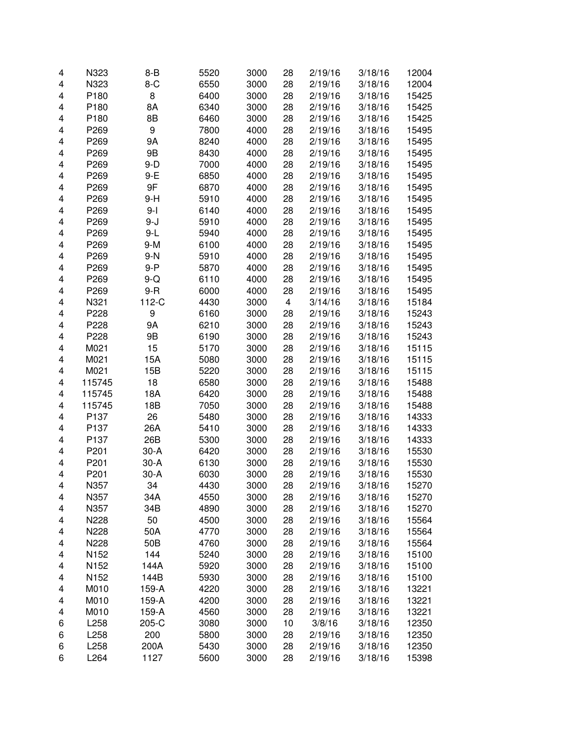| | | | | | | | | |
|---|---|---|---|---|---|---|---|---|
| 4 | N323 | 8-B | 5520 | 3000 | 28 | 2/19/16 | 3/18/16 | 12004 |
| 4 | N323 | 8-C | 6550 | 3000 | 28 | 2/19/16 | 3/18/16 | 12004 |
| 4 | P180 | 8 | 6400 | 3000 | 28 | 2/19/16 | 3/18/16 | 15425 |
| 4 | P180 | 8A | 6340 | 3000 | 28 | 2/19/16 | 3/18/16 | 15425 |
| 4 | P180 | 8B | 6460 | 3000 | 28 | 2/19/16 | 3/18/16 | 15425 |
| 4 | P269 | 9 | 7800 | 4000 | 28 | 2/19/16 | 3/18/16 | 15495 |
| 4 | P269 | 9A | 8240 | 4000 | 28 | 2/19/16 | 3/18/16 | 15495 |
| 4 | P269 | 9B | 8430 | 4000 | 28 | 2/19/16 | 3/18/16 | 15495 |
| 4 | P269 | 9-D | 7000 | 4000 | 28 | 2/19/16 | 3/18/16 | 15495 |
| 4 | P269 | 9-E | 6850 | 4000 | 28 | 2/19/16 | 3/18/16 | 15495 |
| 4 | P269 | 9F | 6870 | 4000 | 28 | 2/19/16 | 3/18/16 | 15495 |
| 4 | P269 | 9-H | 5910 | 4000 | 28 | 2/19/16 | 3/18/16 | 15495 |
| 4 | P269 | 9-I | 6140 | 4000 | 28 | 2/19/16 | 3/18/16 | 15495 |
| 4 | P269 | 9-J | 5910 | 4000 | 28 | 2/19/16 | 3/18/16 | 15495 |
| 4 | P269 | 9-L | 5940 | 4000 | 28 | 2/19/16 | 3/18/16 | 15495 |
| 4 | P269 | 9-M | 6100 | 4000 | 28 | 2/19/16 | 3/18/16 | 15495 |
| 4 | P269 | 9-N | 5910 | 4000 | 28 | 2/19/16 | 3/18/16 | 15495 |
| 4 | P269 | 9-P | 5870 | 4000 | 28 | 2/19/16 | 3/18/16 | 15495 |
| 4 | P269 | 9-Q | 6110 | 4000 | 28 | 2/19/16 | 3/18/16 | 15495 |
| 4 | P269 | 9-R | 6000 | 4000 | 28 | 2/19/16 | 3/18/16 | 15495 |
| 4 | N321 | 112-C | 4430 | 3000 | 4 | 3/14/16 | 3/18/16 | 15184 |
| 4 | P228 | 9 | 6160 | 3000 | 28 | 2/19/16 | 3/18/16 | 15243 |
| 4 | P228 | 9A | 6210 | 3000 | 28 | 2/19/16 | 3/18/16 | 15243 |
| 4 | P228 | 9B | 6190 | 3000 | 28 | 2/19/16 | 3/18/16 | 15243 |
| 4 | M021 | 15 | 5170 | 3000 | 28 | 2/19/16 | 3/18/16 | 15115 |
| 4 | M021 | 15A | 5080 | 3000 | 28 | 2/19/16 | 3/18/16 | 15115 |
| 4 | M021 | 15B | 5220 | 3000 | 28 | 2/19/16 | 3/18/16 | 15115 |
| 4 | 115745 | 18 | 6580 | 3000 | 28 | 2/19/16 | 3/18/16 | 15488 |
| 4 | 115745 | 18A | 6420 | 3000 | 28 | 2/19/16 | 3/18/16 | 15488 |
| 4 | 115745 | 18B | 7050 | 3000 | 28 | 2/19/16 | 3/18/16 | 15488 |
| 4 | P137 | 26 | 5480 | 3000 | 28 | 2/19/16 | 3/18/16 | 14333 |
| 4 | P137 | 26A | 5410 | 3000 | 28 | 2/19/16 | 3/18/16 | 14333 |
| 4 | P137 | 26B | 5300 | 3000 | 28 | 2/19/16 | 3/18/16 | 14333 |
| 4 | P201 | 30-A | 6420 | 3000 | 28 | 2/19/16 | 3/18/16 | 15530 |
| 4 | P201 | 30-A | 6130 | 3000 | 28 | 2/19/16 | 3/18/16 | 15530 |
| 4 | P201 | 30-A | 6030 | 3000 | 28 | 2/19/16 | 3/18/16 | 15530 |
| 4 | N357 | 34 | 4430 | 3000 | 28 | 2/19/16 | 3/18/16 | 15270 |
| 4 | N357 | 34A | 4550 | 3000 | 28 | 2/19/16 | 3/18/16 | 15270 |
| 4 | N357 | 34B | 4890 | 3000 | 28 | 2/19/16 | 3/18/16 | 15270 |
| 4 | N228 | 50 | 4500 | 3000 | 28 | 2/19/16 | 3/18/16 | 15564 |
| 4 | N228 | 50A | 4770 | 3000 | 28 | 2/19/16 | 3/18/16 | 15564 |
| 4 | N228 | 50B | 4760 | 3000 | 28 | 2/19/16 | 3/18/16 | 15564 |
| 4 | N152 | 144 | 5240 | 3000 | 28 | 2/19/16 | 3/18/16 | 15100 |
| 4 | N152 | 144A | 5920 | 3000 | 28 | 2/19/16 | 3/18/16 | 15100 |
| 4 | N152 | 144B | 5930 | 3000 | 28 | 2/19/16 | 3/18/16 | 15100 |
| 4 | M010 | 159-A | 4220 | 3000 | 28 | 2/19/16 | 3/18/16 | 13221 |
| 4 | M010 | 159-A | 4200 | 3000 | 28 | 2/19/16 | 3/18/16 | 13221 |
| 4 | M010 | 159-A | 4560 | 3000 | 28 | 2/19/16 | 3/18/16 | 13221 |
| 6 | L258 | 205-C | 3080 | 3000 | 10 | 3/8/16 | 3/18/16 | 12350 |
| 6 | L258 | 200 | 5800 | 3000 | 28 | 2/19/16 | 3/18/16 | 12350 |
| 6 | L258 | 200A | 5430 | 3000 | 28 | 2/19/16 | 3/18/16 | 12350 |
| 6 | L264 | 1127 | 5600 | 3000 | 28 | 2/19/16 | 3/18/16 | 15398 |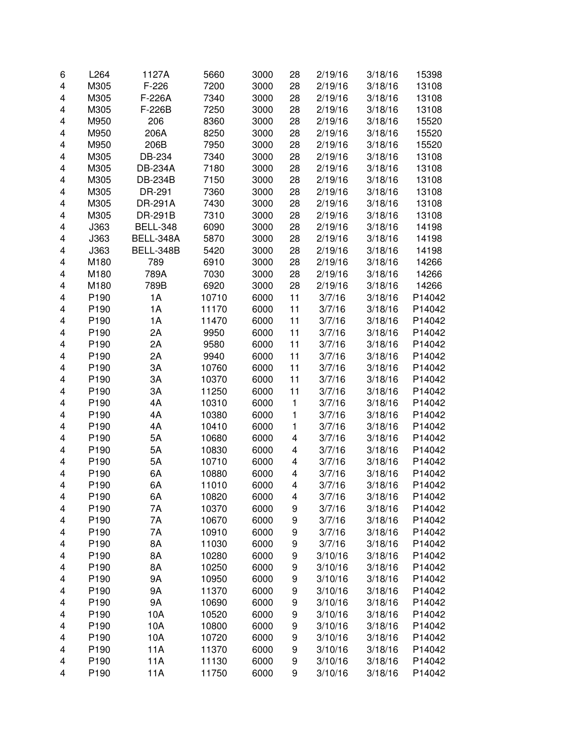| | | | | | | | | |
|---|---|---|---|---|---|---|---|---|
| 6 | L264 | 1127A | 5660 | 3000 | 28 | 2/19/16 | 3/18/16 | 15398 |
| 4 | M305 | F-226 | 7200 | 3000 | 28 | 2/19/16 | 3/18/16 | 13108 |
| 4 | M305 | F-226A | 7340 | 3000 | 28 | 2/19/16 | 3/18/16 | 13108 |
| 4 | M305 | F-226B | 7250 | 3000 | 28 | 2/19/16 | 3/18/16 | 13108 |
| 4 | M950 | 206 | 8360 | 3000 | 28 | 2/19/16 | 3/18/16 | 15520 |
| 4 | M950 | 206A | 8250 | 3000 | 28 | 2/19/16 | 3/18/16 | 15520 |
| 4 | M950 | 206B | 7950 | 3000 | 28 | 2/19/16 | 3/18/16 | 15520 |
| 4 | M305 | DB-234 | 7340 | 3000 | 28 | 2/19/16 | 3/18/16 | 13108 |
| 4 | M305 | DB-234A | 7180 | 3000 | 28 | 2/19/16 | 3/18/16 | 13108 |
| 4 | M305 | DB-234B | 7150 | 3000 | 28 | 2/19/16 | 3/18/16 | 13108 |
| 4 | M305 | DR-291 | 7360 | 3000 | 28 | 2/19/16 | 3/18/16 | 13108 |
| 4 | M305 | DR-291A | 7430 | 3000 | 28 | 2/19/16 | 3/18/16 | 13108 |
| 4 | M305 | DR-291B | 7310 | 3000 | 28 | 2/19/16 | 3/18/16 | 13108 |
| 4 | J363 | BELL-348 | 6090 | 3000 | 28 | 2/19/16 | 3/18/16 | 14198 |
| 4 | J363 | BELL-348A | 5870 | 3000 | 28 | 2/19/16 | 3/18/16 | 14198 |
| 4 | J363 | BELL-348B | 5420 | 3000 | 28 | 2/19/16 | 3/18/16 | 14198 |
| 4 | M180 | 789 | 6910 | 3000 | 28 | 2/19/16 | 3/18/16 | 14266 |
| 4 | M180 | 789A | 7030 | 3000 | 28 | 2/19/16 | 3/18/16 | 14266 |
| 4 | M180 | 789B | 6920 | 3000 | 28 | 2/19/16 | 3/18/16 | 14266 |
| 4 | P190 | 1A | 10710 | 6000 | 11 | 3/7/16 | 3/18/16 | P14042 |
| 4 | P190 | 1A | 11170 | 6000 | 11 | 3/7/16 | 3/18/16 | P14042 |
| 4 | P190 | 1A | 11470 | 6000 | 11 | 3/7/16 | 3/18/16 | P14042 |
| 4 | P190 | 2A | 9950 | 6000 | 11 | 3/7/16 | 3/18/16 | P14042 |
| 4 | P190 | 2A | 9580 | 6000 | 11 | 3/7/16 | 3/18/16 | P14042 |
| 4 | P190 | 2A | 9940 | 6000 | 11 | 3/7/16 | 3/18/16 | P14042 |
| 4 | P190 | 3A | 10760 | 6000 | 11 | 3/7/16 | 3/18/16 | P14042 |
| 4 | P190 | 3A | 10370 | 6000 | 11 | 3/7/16 | 3/18/16 | P14042 |
| 4 | P190 | 3A | 11250 | 6000 | 11 | 3/7/16 | 3/18/16 | P14042 |
| 4 | P190 | 4A | 10310 | 6000 | 1 | 3/7/16 | 3/18/16 | P14042 |
| 4 | P190 | 4A | 10380 | 6000 | 1 | 3/7/16 | 3/18/16 | P14042 |
| 4 | P190 | 4A | 10410 | 6000 | 1 | 3/7/16 | 3/18/16 | P14042 |
| 4 | P190 | 5A | 10680 | 6000 | 4 | 3/7/16 | 3/18/16 | P14042 |
| 4 | P190 | 5A | 10830 | 6000 | 4 | 3/7/16 | 3/18/16 | P14042 |
| 4 | P190 | 5A | 10710 | 6000 | 4 | 3/7/16 | 3/18/16 | P14042 |
| 4 | P190 | 6A | 10880 | 6000 | 4 | 3/7/16 | 3/18/16 | P14042 |
| 4 | P190 | 6A | 11010 | 6000 | 4 | 3/7/16 | 3/18/16 | P14042 |
| 4 | P190 | 6A | 10820 | 6000 | 4 | 3/7/16 | 3/18/16 | P14042 |
| 4 | P190 | 7A | 10370 | 6000 | 9 | 3/7/16 | 3/18/16 | P14042 |
| 4 | P190 | 7A | 10670 | 6000 | 9 | 3/7/16 | 3/18/16 | P14042 |
| 4 | P190 | 7A | 10910 | 6000 | 9 | 3/7/16 | 3/18/16 | P14042 |
| 4 | P190 | 8A | 11030 | 6000 | 9 | 3/7/16 | 3/18/16 | P14042 |
| 4 | P190 | 8A | 10280 | 6000 | 9 | 3/10/16 | 3/18/16 | P14042 |
| 4 | P190 | 8A | 10250 | 6000 | 9 | 3/10/16 | 3/18/16 | P14042 |
| 4 | P190 | 9A | 10950 | 6000 | 9 | 3/10/16 | 3/18/16 | P14042 |
| 4 | P190 | 9A | 11370 | 6000 | 9 | 3/10/16 | 3/18/16 | P14042 |
| 4 | P190 | 9A | 10690 | 6000 | 9 | 3/10/16 | 3/18/16 | P14042 |
| 4 | P190 | 10A | 10520 | 6000 | 9 | 3/10/16 | 3/18/16 | P14042 |
| 4 | P190 | 10A | 10800 | 6000 | 9 | 3/10/16 | 3/18/16 | P14042 |
| 4 | P190 | 10A | 10720 | 6000 | 9 | 3/10/16 | 3/18/16 | P14042 |
| 4 | P190 | 11A | 11370 | 6000 | 9 | 3/10/16 | 3/18/16 | P14042 |
| 4 | P190 | 11A | 11130 | 6000 | 9 | 3/10/16 | 3/18/16 | P14042 |
| 4 | P190 | 11A | 11750 | 6000 | 9 | 3/10/16 | 3/18/16 | P14042 |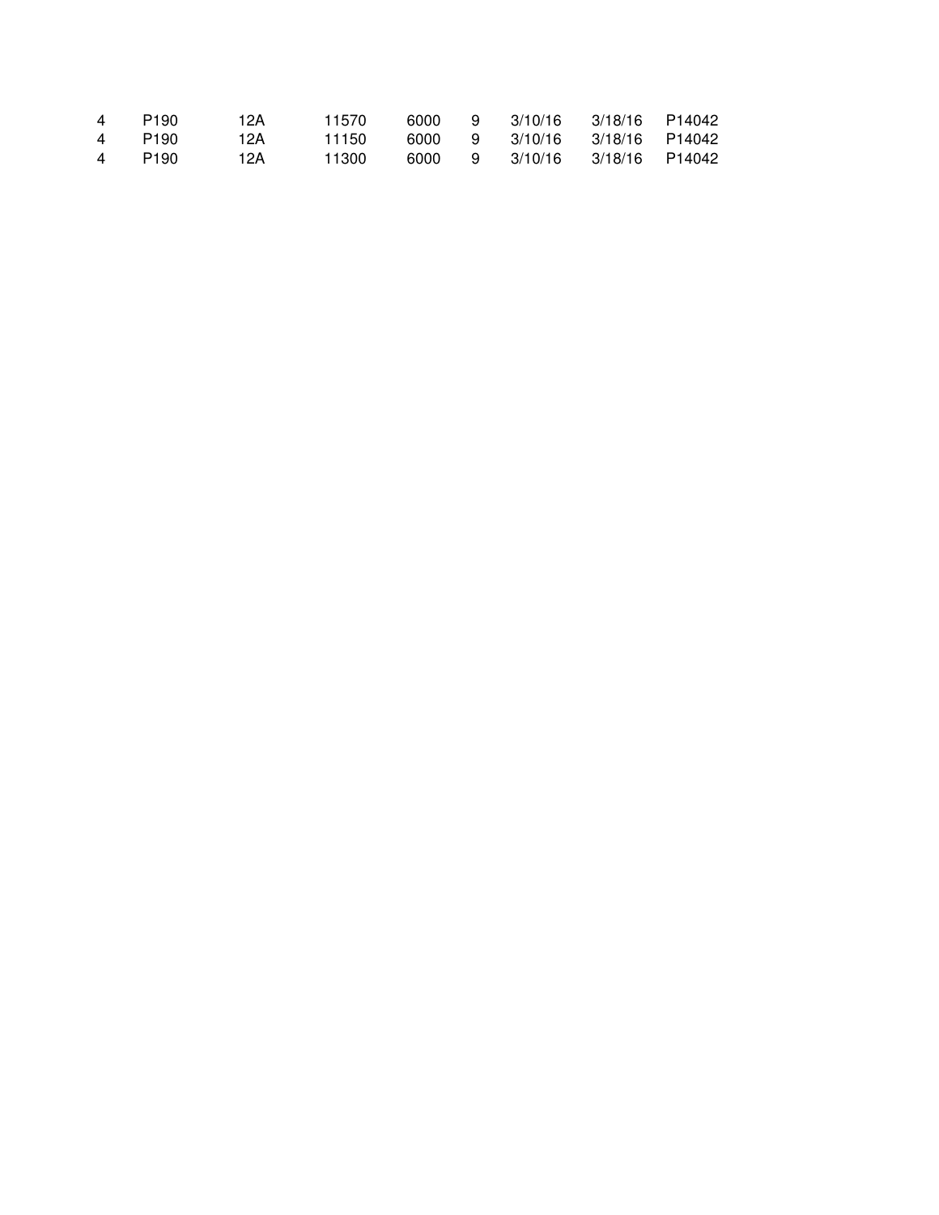| | | | | | | | | |
|---|---|---|---|---|---|---|---|---|
| 4 | P190 | 12A | 11570 | 6000 | 9 | 3/10/16 | 3/18/16 | P14042 |
| 4 | P190 | 12A | 11150 | 6000 | 9 | 3/10/16 | 3/18/16 | P14042 |
| 4 | P190 | 12A | 11300 | 6000 | 9 | 3/10/16 | 3/18/16 | P14042 |